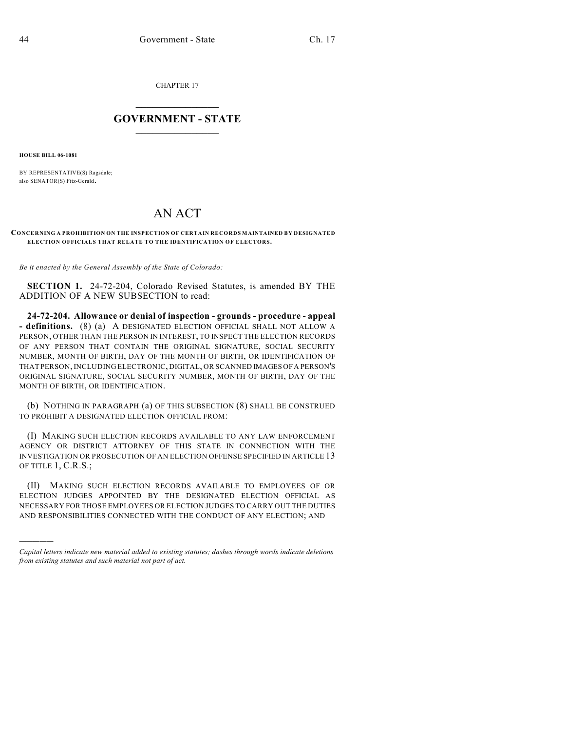CHAPTER 17

# GOVERNMENT - STATE

**HOUSE BILL 06-1081**

BY REPRESENTATIVE(S) Ragsdale;
also SENATOR(S) Fitz-Gerald.

# AN ACT

**CONCERNING A PROHIBITION ON THE INSPECTION OF CERTAIN RECORDS MAINTAINED BY DESIGNATED ELECTION OFFICIALS THAT RELATE TO THE IDENTIFICATION OF ELECTORS.**

*Be it enacted by the General Assembly of the State of Colorado:*

**SECTION 1.** 24-72-204, Colorado Revised Statutes, is amended BY THE ADDITION OF A NEW SUBSECTION to read:

**24-72-204. Allowance or denial of inspection - grounds - procedure - appeal - definitions.** (8) (a) A DESIGNATED ELECTION OFFICIAL SHALL NOT ALLOW A PERSON, OTHER THAN THE PERSON IN INTEREST, TO INSPECT THE ELECTION RECORDS OF ANY PERSON THAT CONTAIN THE ORIGINAL SIGNATURE, SOCIAL SECURITY NUMBER, MONTH OF BIRTH, DAY OF THE MONTH OF BIRTH, OR IDENTIFICATION OF THAT PERSON, INCLUDING ELECTRONIC, DIGITAL, OR SCANNED IMAGES OF A PERSON'S ORIGINAL SIGNATURE, SOCIAL SECURITY NUMBER, MONTH OF BIRTH, DAY OF THE MONTH OF BIRTH, OR IDENTIFICATION.

(b) NOTHING IN PARAGRAPH (a) OF THIS SUBSECTION (8) SHALL BE CONSTRUED TO PROHIBIT A DESIGNATED ELECTION OFFICIAL FROM:

(I) MAKING SUCH ELECTION RECORDS AVAILABLE TO ANY LAW ENFORCEMENT AGENCY OR DISTRICT ATTORNEY OF THIS STATE IN CONNECTION WITH THE INVESTIGATION OR PROSECUTION OF AN ELECTION OFFENSE SPECIFIED IN ARTICLE 13 OF TITLE 1, C.R.S.;

(II) MAKING SUCH ELECTION RECORDS AVAILABLE TO EMPLOYEES OF OR ELECTION JUDGES APPOINTED BY THE DESIGNATED ELECTION OFFICIAL AS NECESSARY FOR THOSE EMPLOYEES OR ELECTION JUDGES TO CARRY OUT THE DUTIES AND RESPONSIBILITIES CONNECTED WITH THE CONDUCT OF ANY ELECTION; AND

---

*Capital letters indicate new material added to existing statutes; dashes through words indicate deletions from existing statutes and such material not part of act.*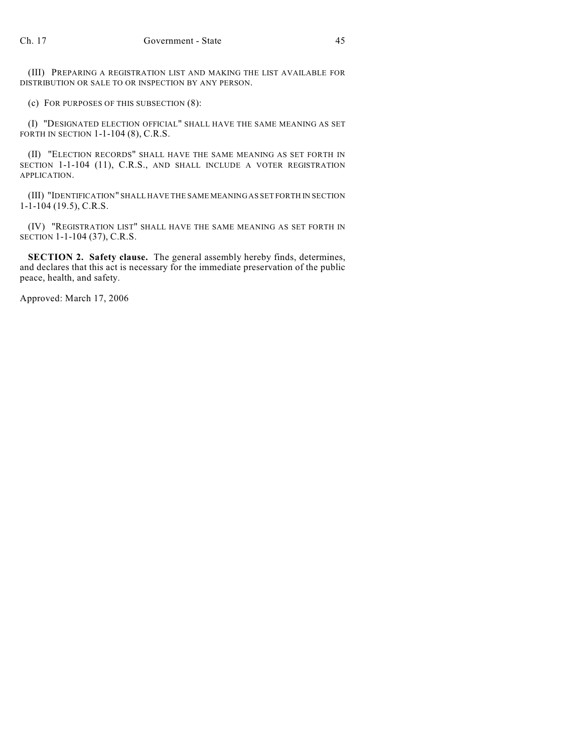(III) PREPARING A REGISTRATION LIST AND MAKING THE LIST AVAILABLE FOR DISTRIBUTION OR SALE TO OR INSPECTION BY ANY PERSON.

(c) FOR PURPOSES OF THIS SUBSECTION (8):

(I) "DESIGNATED ELECTION OFFICIAL" SHALL HAVE THE SAME MEANING AS SET FORTH IN SECTION 1-1-104 (8), C.R.S.

(II) "ELECTION RECORDS" SHALL HAVE THE SAME MEANING AS SET FORTH IN SECTION 1-1-104 (11), C.R.S., AND SHALL INCLUDE A VOTER REGISTRATION APPLICATION.

(III) "IDENTIFICATION" SHALL HAVE THE SAME MEANING AS SET FORTH IN SECTION 1-1-104 (19.5), C.R.S.

(IV) "REGISTRATION LIST" SHALL HAVE THE SAME MEANING AS SET FORTH IN SECTION 1-1-104 (37), C.R.S.

**SECTION 2. Safety clause.** The general assembly hereby finds, determines, and declares that this act is necessary for the immediate preservation of the public peace, health, and safety.

Approved: March 17, 2006